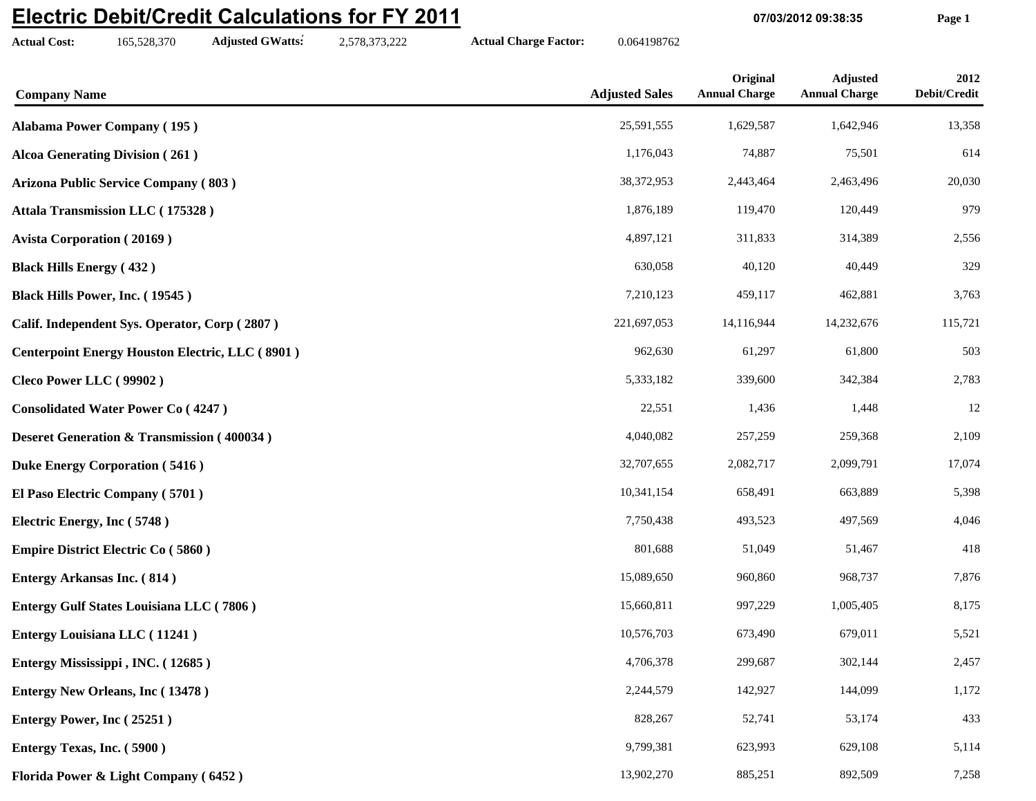# Electric Debit/Credit Calculations for FY 2011

07/03/2012 09:38:35

**Actual Cost:** 165,528,370 **Adjusted GWatts:** 2,578,373,222 **Actual Charge Factor:** 0.064198762

| Company Name | Adjusted Sales | Original Annual Charge | Adjusted Annual Charge | 2012 Debit/Credit |
|---|---|---|---|---|
| **Alabama Power Company ( 195 )** | 25,591,555 | 1,629,587 | 1,642,946 | 13,358 |
| **Alcoa Generating Division ( 261 )** | 1,176,043 | 74,887 | 75,501 | 614 |
| **Arizona Public Service Company ( 803 )** | 38,372,953 | 2,443,464 | 2,463,496 | 20,030 |
| **Attala Transmission LLC ( 175328 )** | 1,876,189 | 119,470 | 120,449 | 979 |
| **Avista Corporation ( 20169 )** | 4,897,121 | 311,833 | 314,389 | 2,556 |
| **Black Hills Energy ( 432 )** | 630,058 | 40,120 | 40,449 | 329 |
| **Black Hills Power, Inc. ( 19545 )** | 7,210,123 | 459,117 | 462,881 | 3,763 |
| **Calif. Independent Sys. Operator, Corp ( 2807 )** | 221,697,053 | 14,116,944 | 14,232,676 | 115,721 |
| **Centerpoint Energy Houston Electric, LLC ( 8901 )** | 962,630 | 61,297 | 61,800 | 503 |
| **Cleco Power LLC ( 99902 )** | 5,333,182 | 339,600 | 342,384 | 2,783 |
| **Consolidated Water Power Co ( 4247 )** | 22,551 | 1,436 | 1,448 | 12 |
| **Deseret Generation & Transmission ( 400034 )** | 4,040,082 | 257,259 | 259,368 | 2,109 |
| **Duke Energy Corporation ( 5416 )** | 32,707,655 | 2,082,717 | 2,099,791 | 17,074 |
| **El Paso Electric Company ( 5701 )** | 10,341,154 | 658,491 | 663,889 | 5,398 |
| **Electric Energy, Inc ( 5748 )** | 7,750,438 | 493,523 | 497,569 | 4,046 |
| **Empire District Electric Co ( 5860 )** | 801,688 | 51,049 | 51,467 | 418 |
| **Entergy Arkansas Inc. ( 814 )** | 15,089,650 | 960,860 | 968,737 | 7,876 |
| **Entergy Gulf States Louisiana LLC ( 7806 )** | 15,660,811 | 997,229 | 1,005,405 | 8,175 |
| **Entergy Louisiana LLC ( 11241 )** | 10,576,703 | 673,490 | 679,011 | 5,521 |
| **Entergy Mississippi , INC. ( 12685 )** | 4,706,378 | 299,687 | 302,144 | 2,457 |
| **Entergy New Orleans, Inc ( 13478 )** | 2,244,579 | 142,927 | 144,099 | 1,172 |
| **Entergy Power, Inc ( 25251 )** | 828,267 | 52,741 | 53,174 | 433 |
| **Entergy Texas, Inc. ( 5900 )** | 9,799,381 | 623,993 | 629,108 | 5,114 |
| **Florida Power & Light Company ( 6452 )** | 13,902,270 | 885,251 | 892,509 | 7,258 |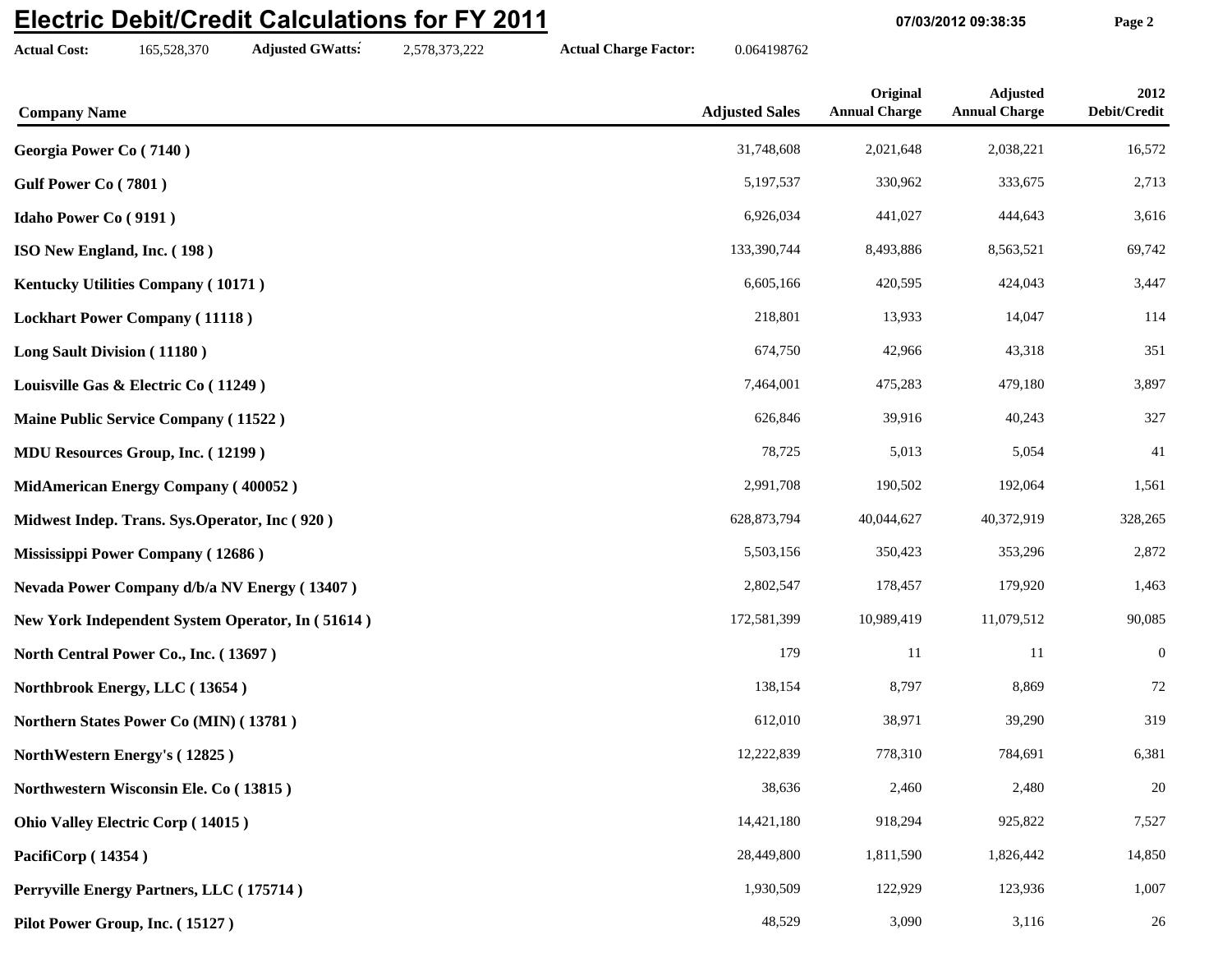# Electric Debit/Credit Calculations for FY 2011

07/03/2012 09:38:35

**Actual Cost:** 165,528,370 **Adjusted GWatts:** 2,578,373,222 **Actual Charge Factor:** 0.064198762

| Company Name | Adjusted Sales | Original Annual Charge | Adjusted Annual Charge | 2012 Debit/Credit |
|---|---|---|---|---|
| **Georgia Power Co ( 7140 )** | 31,748,608 | 2,021,648 | 2,038,221 | 16,572 |
| **Gulf Power Co ( 7801 )** | 5,197,537 | 330,962 | 333,675 | 2,713 |
| **Idaho Power Co ( 9191 )** | 6,926,034 | 441,027 | 444,643 | 3,616 |
| **ISO New England, Inc. ( 198 )** | 133,390,744 | 8,493,886 | 8,563,521 | 69,742 |
| **Kentucky Utilities Company ( 10171 )** | 6,605,166 | 420,595 | 424,043 | 3,447 |
| **Lockhart Power Company ( 11118 )** | 218,801 | 13,933 | 14,047 | 114 |
| **Long Sault Division ( 11180 )** | 674,750 | 42,966 | 43,318 | 351 |
| **Louisville Gas & Electric Co ( 11249 )** | 7,464,001 | 475,283 | 479,180 | 3,897 |
| **Maine Public Service Company ( 11522 )** | 626,846 | 39,916 | 40,243 | 327 |
| **MDU Resources Group, Inc. ( 12199 )** | 78,725 | 5,013 | 5,054 | 41 |
| **MidAmerican Energy Company ( 400052 )** | 2,991,708 | 190,502 | 192,064 | 1,561 |
| **Midwest Indep. Trans. Sys.Operator, Inc ( 920 )** | 628,873,794 | 40,044,627 | 40,372,919 | 328,265 |
| **Mississippi Power Company ( 12686 )** | 5,503,156 | 350,423 | 353,296 | 2,872 |
| **Nevada Power Company d/b/a NV Energy ( 13407 )** | 2,802,547 | 178,457 | 179,920 | 1,463 |
| **New York Independent System Operator, In ( 51614 )** | 172,581,399 | 10,989,419 | 11,079,512 | 90,085 |
| **North Central Power Co., Inc. ( 13697 )** | 179 | 11 | 11 | 0 |
| **Northbrook Energy, LLC ( 13654 )** | 138,154 | 8,797 | 8,869 | 72 |
| **Northern States Power Co (MIN) ( 13781 )** | 612,010 | 38,971 | 39,290 | 319 |
| **NorthWestern Energy's ( 12825 )** | 12,222,839 | 778,310 | 784,691 | 6,381 |
| **Northwestern Wisconsin Ele. Co ( 13815 )** | 38,636 | 2,460 | 2,480 | 20 |
| **Ohio Valley Electric Corp ( 14015 )** | 14,421,180 | 918,294 | 925,822 | 7,527 |
| **PacifiCorp ( 14354 )** | 28,449,800 | 1,811,590 | 1,826,442 | 14,850 |
| **Perryville Energy Partners, LLC ( 175714 )** | 1,930,509 | 122,929 | 123,936 | 1,007 |
| **Pilot Power Group, Inc. ( 15127 )** | 48,529 | 3,090 | 3,116 | 26 |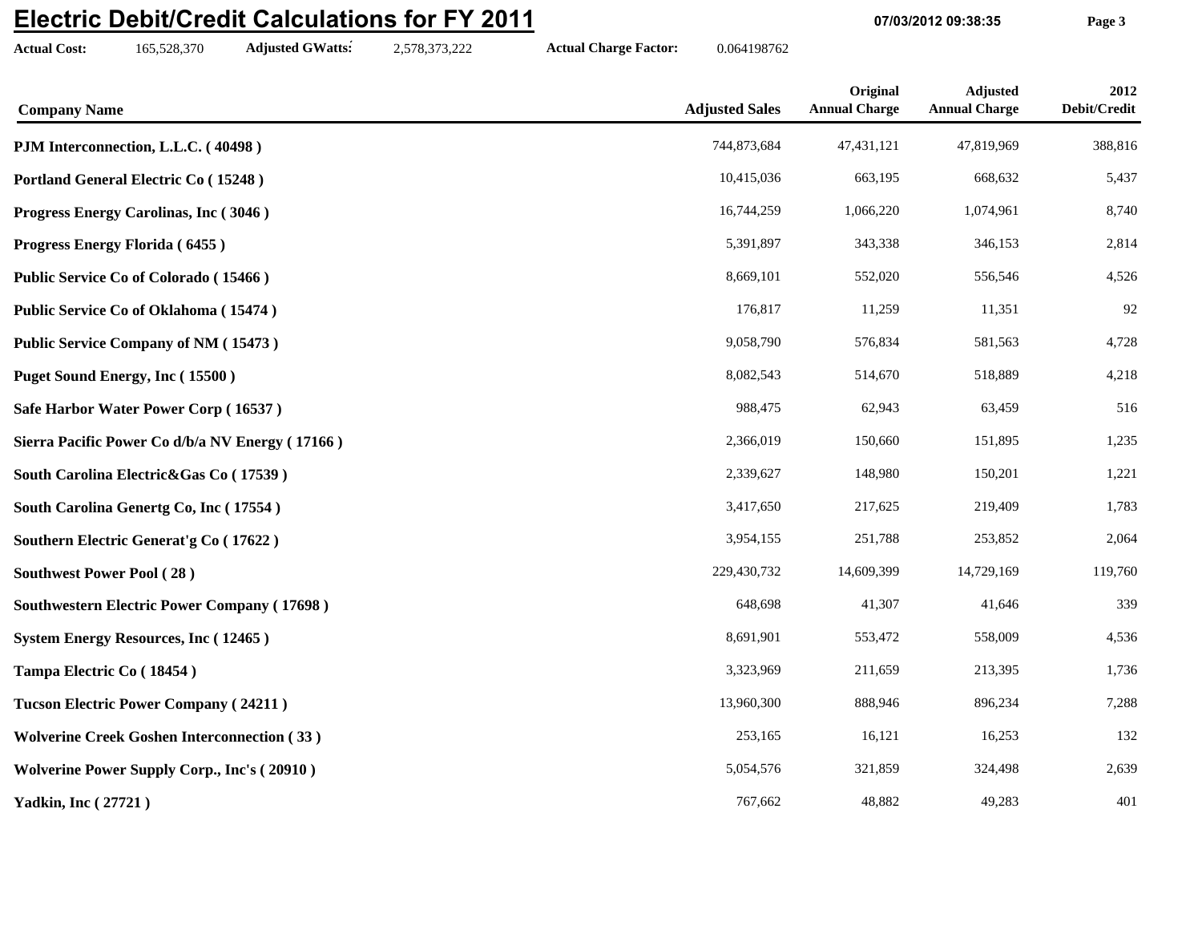# Electric Debit/Credit Calculations for FY 2011

07/03/2012 09:38:35

**Actual Cost:** 165,528,370 **Adjusted GWatts:** 2,578,373,222 **Actual Charge Factor:** 0.064198762

| Company Name | Adjusted Sales | Original Annual Charge | Adjusted Annual Charge | 2012 Debit/Credit |
|---|---|---|---|---|
| **PJM Interconnection, L.L.C. ( 40498 )** | 744,873,684 | 47,431,121 | 47,819,969 | 388,816 |
| **Portland General Electric Co ( 15248 )** | 10,415,036 | 663,195 | 668,632 | 5,437 |
| **Progress Energy Carolinas, Inc ( 3046 )** | 16,744,259 | 1,066,220 | 1,074,961 | 8,740 |
| **Progress Energy Florida ( 6455 )** | 5,391,897 | 343,338 | 346,153 | 2,814 |
| **Public Service Co of Colorado ( 15466 )** | 8,669,101 | 552,020 | 556,546 | 4,526 |
| **Public Service Co of Oklahoma ( 15474 )** | 176,817 | 11,259 | 11,351 | 92 |
| **Public Service Company of NM ( 15473 )** | 9,058,790 | 576,834 | 581,563 | 4,728 |
| **Puget Sound Energy, Inc ( 15500 )** | 8,082,543 | 514,670 | 518,889 | 4,218 |
| **Safe Harbor Water Power Corp ( 16537 )** | 988,475 | 62,943 | 63,459 | 516 |
| **Sierra Pacific Power Co d/b/a NV Energy ( 17166 )** | 2,366,019 | 150,660 | 151,895 | 1,235 |
| **South Carolina Electric&Gas Co ( 17539 )** | 2,339,627 | 148,980 | 150,201 | 1,221 |
| **South Carolina Genertg Co, Inc ( 17554 )** | 3,417,650 | 217,625 | 219,409 | 1,783 |
| **Southern Electric Generat'g Co ( 17622 )** | 3,954,155 | 251,788 | 253,852 | 2,064 |
| **Southwest Power Pool ( 28 )** | 229,430,732 | 14,609,399 | 14,729,169 | 119,760 |
| **Southwestern Electric Power Company ( 17698 )** | 648,698 | 41,307 | 41,646 | 339 |
| **System Energy Resources, Inc ( 12465 )** | 8,691,901 | 553,472 | 558,009 | 4,536 |
| **Tampa Electric Co ( 18454 )** | 3,323,969 | 211,659 | 213,395 | 1,736 |
| **Tucson Electric Power Company ( 24211 )** | 13,960,300 | 888,946 | 896,234 | 7,288 |
| **Wolverine Creek Goshen Interconnection ( 33 )** | 253,165 | 16,121 | 16,253 | 132 |
| **Wolverine Power Supply Corp., Inc's ( 20910 )** | 5,054,576 | 321,859 | 324,498 | 2,639 |
| **Yadkin, Inc ( 27721 )** | 767,662 | 48,882 | 49,283 | 401 |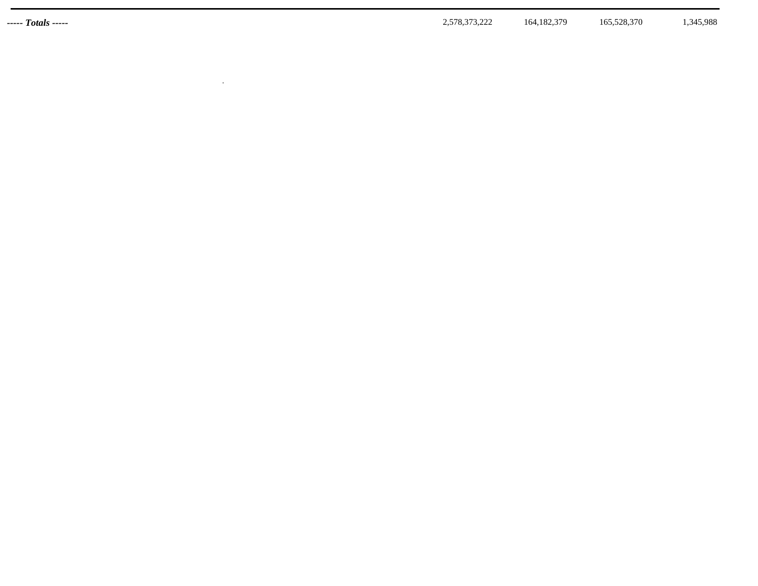| | | | | | |
|---|---|---|---|---|---|
| ***----- Totals -----*** | | 2,578,373,222 | 164,182,379 | 165,528,370 | 1,345,988 |